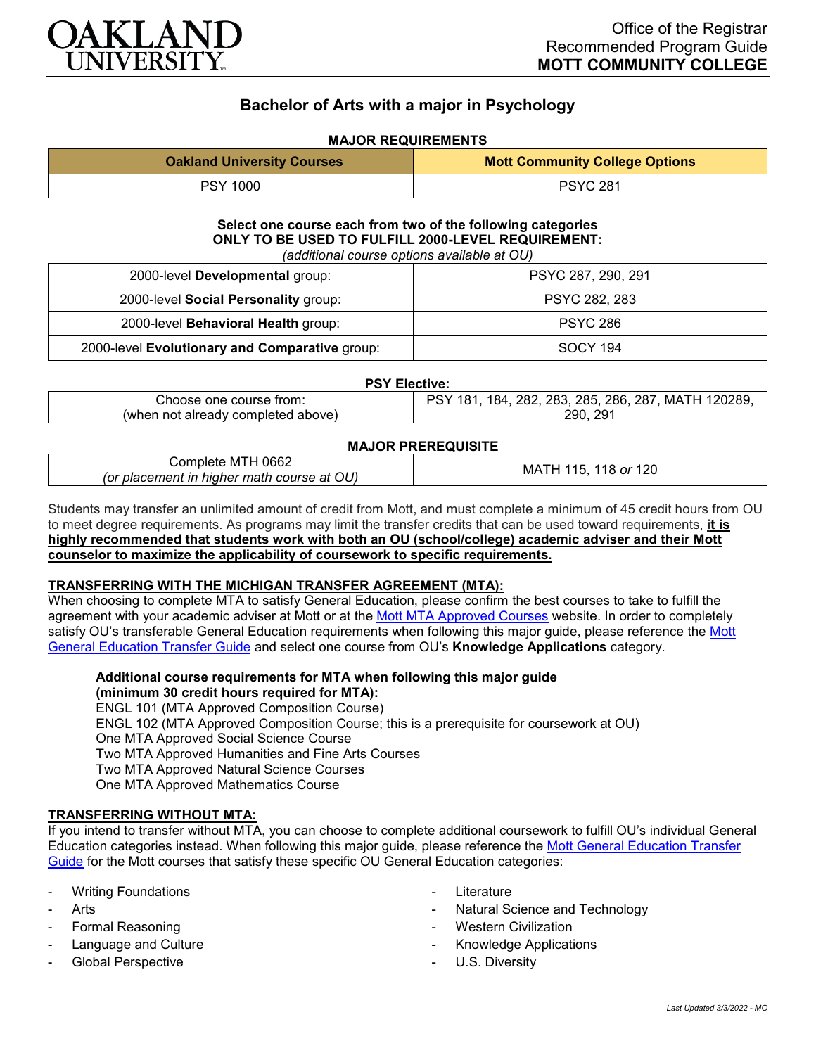Office of the Registrar
Recommended Program Guide
**MOTT COMMUNITY COLLEGE**

# Bachelor of Arts with a major in Psychology

**MAJOR REQUIREMENTS**

| Oakland University Courses | Mott Community College Options |
|---|---|
| PSY 1000 | PSYC 281 |

**Select one course each from two of the following categories ONLY TO BE USED TO FULFILL 2000-LEVEL REQUIREMENT:**
*(additional course options available at OU)*

| | |
|---|---|
| 2000-level **Developmental** group: | PSYC 287, 290, 291 |
| 2000-level **Social Personality** group: | PSYC 282, 283 |
| 2000-level **Behavioral Health** group: | PSYC 286 |
| 2000-level **Evolutionary and Comparative** group: | SOCY 194 |

**PSY Elective:**

| | |
|---|---|
| Choose one course from: (when not already completed above) | PSY 181, 184, 282, 283, 285, 286, 287, MATH 120289, 290, 291 |

**MAJOR PREREQUISITE**

| | |
|---|---|
| Complete MTH 0662 *(or placement in higher math course at OU)* | MATH 115, 118 *or* 120 |

Students may transfer an unlimited amount of credit from Mott, and must complete a minimum of 45 credit hours from OU to meet degree requirements. As programs may limit the transfer credits that can be used toward requirements, **it is highly recommended that students work with both an OU (school/college) academic adviser and their Mott counselor to maximize the applicability of coursework to specific requirements.**

**TRANSFERRING WITH THE MICHIGAN TRANSFER AGREEMENT (MTA):**

When choosing to complete MTA to satisfy General Education, please confirm the best courses to take to fulfill the agreement with your academic adviser at Mott or at the Mott MTA Approved Courses website. In order to completely satisfy OU's transferable General Education requirements when following this major guide, please reference the Mott General Education Transfer Guide and select one course from OU's **Knowledge Applications** category.

**Additional course requirements for MTA when following this major guide (minimum 30 credit hours required for MTA):**
ENGL 101 (MTA Approved Composition Course)
ENGL 102 (MTA Approved Composition Course; this is a prerequisite for coursework at OU)
One MTA Approved Social Science Course
Two MTA Approved Humanities and Fine Arts Courses
Two MTA Approved Natural Science Courses
One MTA Approved Mathematics Course

**TRANSFERRING WITHOUT MTA:**

If you intend to transfer without MTA, you can choose to complete additional coursework to fulfill OU's individual General Education categories instead. When following this major guide, please reference the Mott General Education Transfer Guide for the Mott courses that satisfy these specific OU General Education categories:

- Writing Foundations
- Arts
- Formal Reasoning
- Language and Culture
- Global Perspective
- Literature
- Natural Science and Technology
- Western Civilization
- Knowledge Applications
- U.S. Diversity

*Last Updated 3/3/2022 - MO*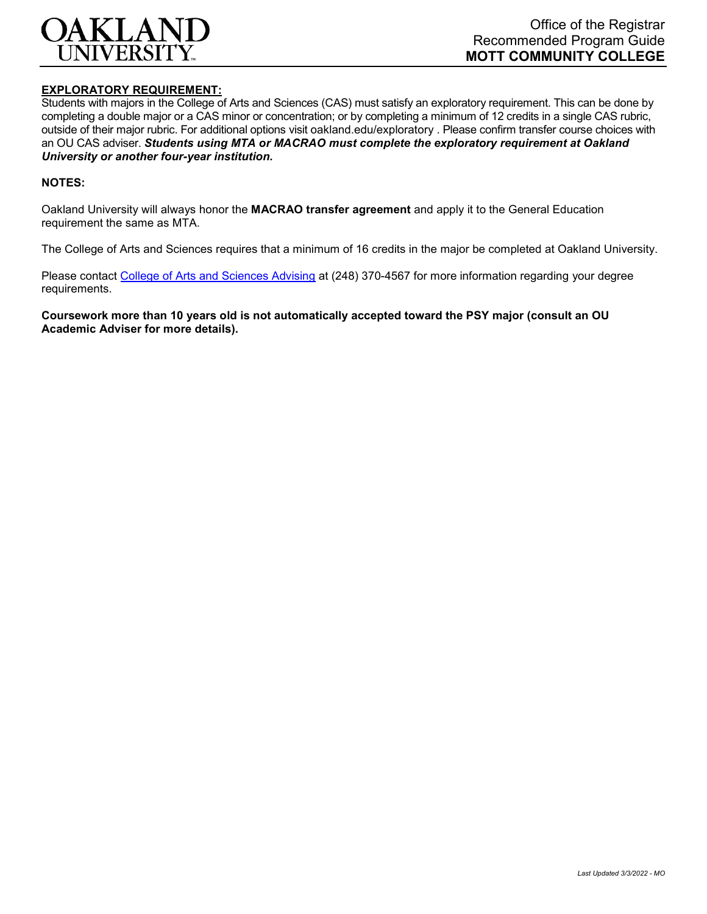## EXPLORATORY REQUIREMENT:

Students with majors in the College of Arts and Sciences (CAS) must satisfy an exploratory requirement. This can be done by completing a double major or a CAS minor or concentration; or by completing a minimum of 12 credits in a single CAS rubric, outside of their major rubric. For additional options visit oakland.edu/exploratory . Please confirm transfer course choices with an OU CAS adviser. ***Students using MTA or MACRAO must complete the exploratory requirement at Oakland University or another four-year institution.***

**NOTES:**

Oakland University will always honor the **MACRAO transfer agreement** and apply it to the General Education requirement the same as MTA.

The College of Arts and Sciences requires that a minimum of 16 credits in the major be completed at Oakland University.

Please contact College of Arts and Sciences Advising at (248) 370-4567 for more information regarding your degree requirements.

**Coursework more than 10 years old is not automatically accepted toward the PSY major (consult an OU Academic Adviser for more details).**